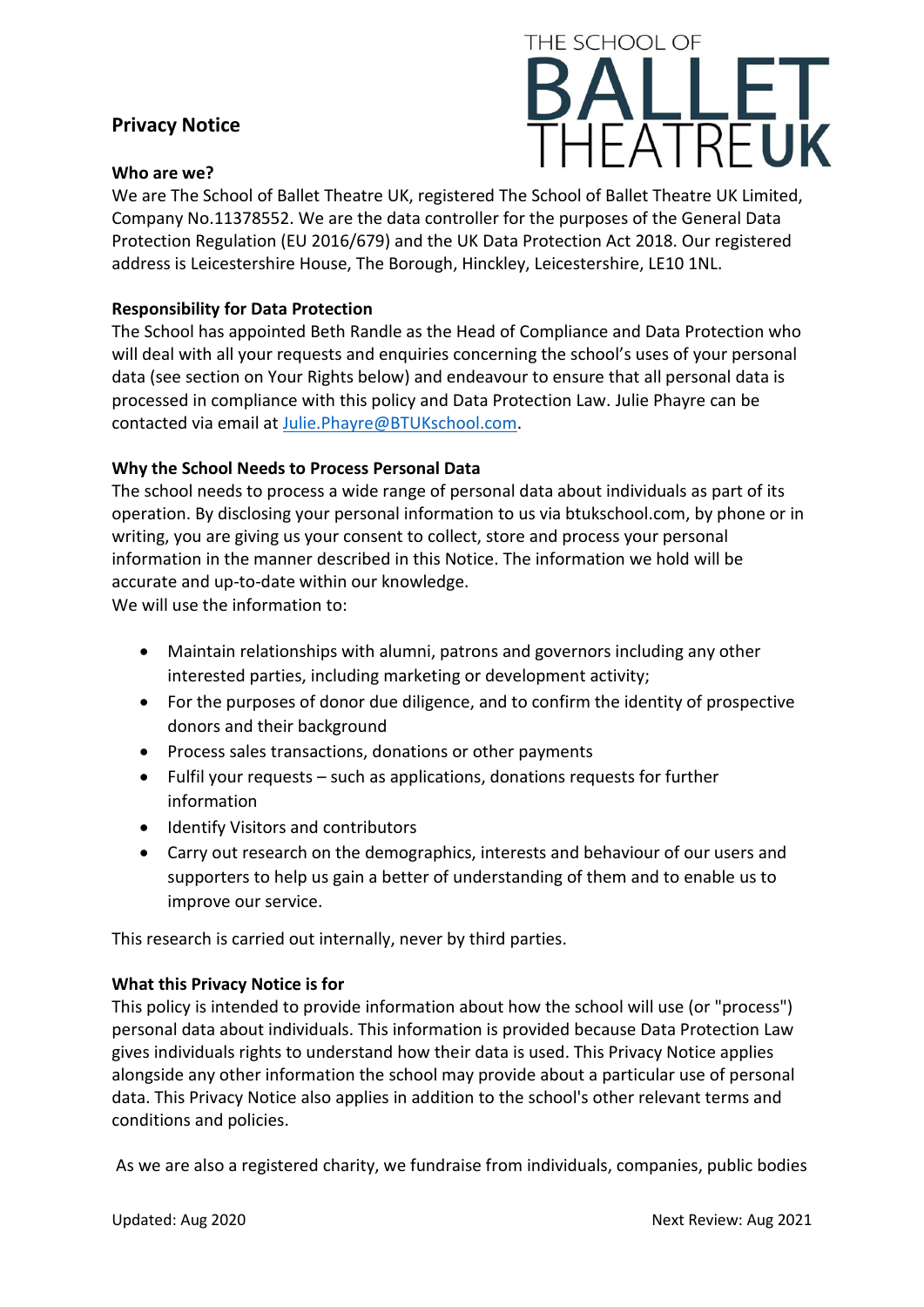# Privacy Notice

THE SCHOOL OF BALLET THEATRE UK

## Who are we?

We are The School of Ballet Theatre UK, registered The School of Ballet Theatre UK Limited, Company No.11378552. We are the data controller for the purposes of the General Data Protection Regulation (EU 2016/679) and the UK Data Protection Act 2018. Our registered address is Leicestershire House, The Borough, Hinckley, Leicestershire, LE10 1NL.

## Responsibility for Data Protection

The School has appointed Beth Randle as the Head of Compliance and Data Protection who will deal with all your requests and enquiries concerning the school's uses of your personal data (see section on Your Rights below) and endeavour to ensure that all personal data is processed in compliance with this policy and Data Protection Law. Julie Phayre can be contacted via email at Julie.Phayre@BTUKschool.com.

## Why the School Needs to Process Personal Data

The school needs to process a wide range of personal data about individuals as part of its operation. By disclosing your personal information to us via btukschool.com, by phone or in writing, you are giving us your consent to collect, store and process your personal information in the manner described in this Notice. The information we hold will be accurate and up-to-date within our knowledge.
We will use the information to:

- Maintain relationships with alumni, patrons and governors including any other interested parties, including marketing or development activity;
- For the purposes of donor due diligence, and to confirm the identity of prospective donors and their background
- Process sales transactions, donations or other payments
- Fulfil your requests – such applications, donations requests for further information
- Identify Visitors and contributors
- Carry out research on the demographics, interests and behaviour of our users and supporters to help us gain a better of understanding of them and to enable us to improve our service.

This research is carried out internally, never by third parties.

## What this Privacy Notice is for

This policy is intended to provide information about how the school will use (or "process") personal data about individuals. This information is provided because Data Protection Law gives individuals rights to understand how their data is used. This Privacy Notice applies alongside any other information the school may provide about a particular use of personal data. This Privacy Notice also applies in addition to the school's other relevant terms and conditions and policies.

As we are also a registered charity, we fundraise from individuals, companies, public bodies

Updated: Aug 2020 Next Review: Aug 2021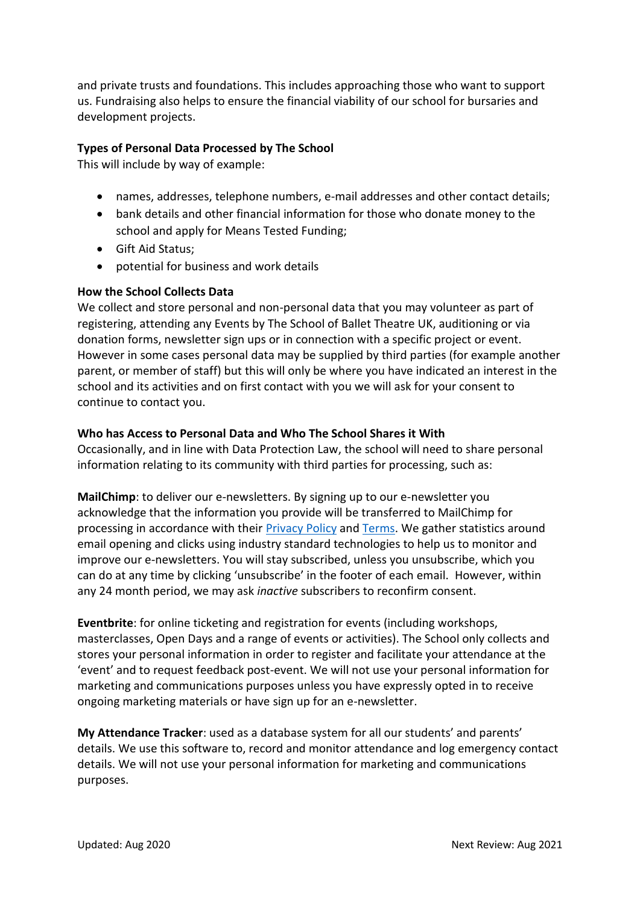and private trusts and foundations. This includes approaching those who want to support us. Fundraising also helps to ensure the financial viability of our school for bursaries and development projects.

**Types of Personal Data Processed by The School**

This will include by way of example:

- names, addresses, telephone numbers, e-mail addresses and other contact details;
- bank details and other financial information for those who donate money to the school and apply for Means Tested Funding;
- Gift Aid Status;
- potential for business and work details

**How the School Collects Data**

We collect and store personal and non-personal data that you may volunteer as part of registering, attending any Events by The School of Ballet Theatre UK, auditioning or via donation forms, newsletter sign ups or in connection with a specific project or event. However in some cases personal data may be supplied by third parties (for example another parent, or member of staff) but this will only be where you have indicated an interest in the school and its activities and on first contact with you we will ask for your consent to continue to contact you.

**Who has Access to Personal Data and Who The School Shares it With**

Occasionally, and in line with Data Protection Law, the school will need to share personal information relating to its community with third parties for processing, such as:

**MailChimp**: to deliver our e-newsletters. By signing up to our e-newsletter you acknowledge that the information you provide will be transferred to MailChimp for processing in accordance with their Privacy Policy and Terms. We gather statistics around email opening and clicks using industry standard technologies to help us to monitor and improve our e-newsletters. You will stay subscribed, unless you unsubscribe, which you can do at any time by clicking 'unsubscribe' in the footer of each email. However, within any 24 month period, we may ask *inactive* subscribers to reconfirm consent.

**Eventbrite**: for online ticketing and registration for events (including workshops, masterclasses, Open Days and a range of events or activities). The School only collects and stores your personal information in order to register and facilitate your attendance at the 'event' and to request feedback post-event. We will not use your personal information for marketing and communications purposes unless you have expressly opted in to receive ongoing marketing materials or have sign up for an e-newsletter.

**My Attendance Tracker**: used as a database system for all our students' and parents' details. We use this software to, record and monitor attendance and log emergency contact details. We will not use your personal information for marketing and communications purposes.

Updated: Aug 2020 Next Review: Aug 2021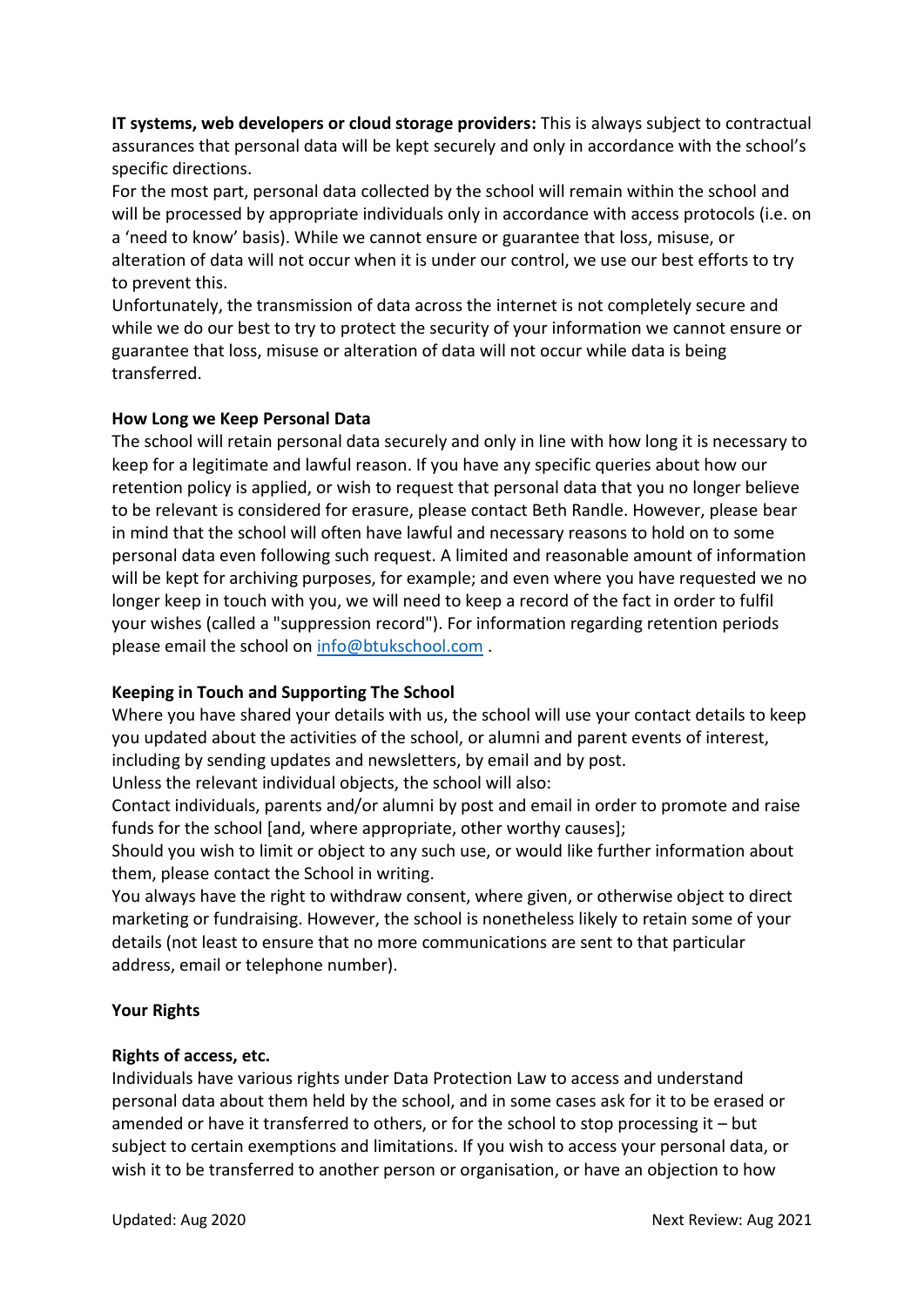**IT systems, web developers or cloud storage providers:** This is always subject to contractual assurances that personal data will be kept securely and only in accordance with the school's specific directions.

For the most part, personal data collected by the school will remain within the school and will be processed by appropriate individuals only in accordance with access protocols (i.e. on a 'need to know' basis). While we cannot ensure or guarantee that loss, misuse, or alteration of data will not occur when it is under our control, we use our best efforts to try to prevent this.

Unfortunately, the transmission of data across the internet is not completely secure and while we do our best to try to protect the security of your information we cannot ensure or guarantee that loss, misuse or alteration of data will not occur while data is being transferred.

**How Long we Keep Personal Data**

The school will retain personal data securely and only in line with how long it is necessary to keep for a legitimate and lawful reason. If you have any specific queries about how our retention policy is applied, or wish to request that personal data that you no longer believe to be relevant is considered for erasure, please contact Beth Randle. However, please bear in mind that the school will often have lawful and necessary reasons to hold on to some personal data even following such request. A limited and reasonable amount of information will be kept for archiving purposes, for example; and even where you have requested we no longer keep in touch with you, we will need to keep a record of the fact in order to fulfil your wishes (called a "suppression record"). For information regarding retention periods please email the school on [info@btukschool.com](mailto:info@btukschool.com) .

**Keeping in Touch and Supporting The School**

Where you have shared your details with us, the school will use your contact details to keep you updated about the activities of the school, or alumni and parent events of interest, including by sending updates and newsletters, by email and by post.

Unless the relevant individual objects, the school will also:

Contact individuals, parents and/or alumni by post and email in order to promote and raise funds for the school [and, where appropriate, other worthy causes];

Should you wish to limit or object to any such use, or would like further information about them, please contact the School in writing.

You always have the right to withdraw consent, where given, or otherwise object to direct marketing or fundraising. However, the school is nonetheless likely to retain some of your details (not least to ensure that no more communications are sent to that particular address, email or telephone number).

**Your Rights**

**Rights of access, etc.**

Individuals have various rights under Data Protection Law to access and understand personal data about them held by the school, and in some cases ask for it to be erased or amended or have it transferred to others, or for the school to stop processing it – but subject to certain exemptions and limitations. If you wish to access your personal data, or wish it to be transferred to another person or organisation, or have an objection to how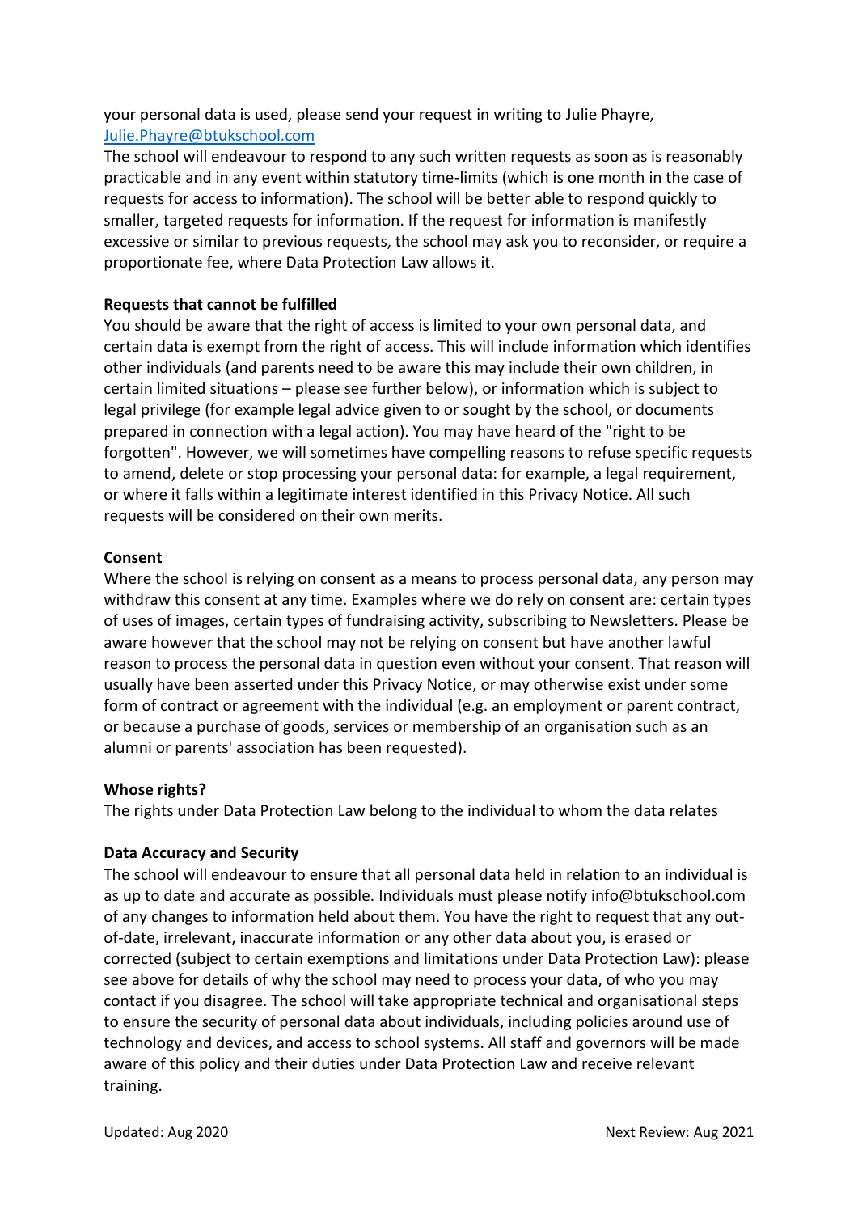your personal data is used, please send your request in writing to Julie Phayre, [Julie.Phayre@btukschool.com](mailto:Julie.Phayre@btukschool.com)

The school will endeavour to respond to any such written requests as soon as is reasonably practicable and in any event within statutory time-limits (which is one month in the case of requests for access to information). The school will be better able to respond quickly to smaller, targeted requests for information. If the request for information is manifestly excessive or similar to previous requests, the school may ask you to reconsider, or require a proportionate fee, where Data Protection Law allows it.

**Requests that cannot be fulfilled**

You should be aware that the right of access is limited to your own personal data, and certain data is exempt from the right of access. This will include information which identifies other individuals (and parents need to be aware this may include their own children, in certain limited situations – please see further below), or information which is subject to legal privilege (for example legal advice given to or sought by the school, or documents prepared in connection with a legal action). You may have heard of the "right to be forgotten". However, we will sometimes have compelling reasons to refuse specific requests to amend, delete or stop processing your personal data: for example, a legal requirement, or where it falls within a legitimate interest identified in this Privacy Notice. All such requests will be considered on their own merits.

**Consent**

Where the school is relying on consent as a means to process personal data, any person may withdraw this consent at any time. Examples where we do rely on consent are: certain types of uses of images, certain types of fundraising activity, subscribing to Newsletters. Please be aware however that the school may not be relying on consent but have another lawful reason to process the personal data in question even without your consent. That reason will usually have been asserted under this Privacy Notice, or may otherwise exist under some form of contract or agreement with the individual (e.g. an employment or parent contract, or because a purchase of goods, services or membership of an organisation such as an alumni or parents' association has been requested).

**Whose rights?**

The rights under Data Protection Law belong to the individual to whom the data relates

**Data Accuracy and Security**

The school will endeavour to ensure that all personal data held in relation to an individual is as up to date and accurate as possible. Individuals must please notify info@btukschool.com of any changes to information held about them. You have the right to request that any out-of-date, irrelevant, inaccurate information or any other data about you, is erased or corrected (subject to certain exemptions and limitations under Data Protection Law): please see above for details of why the school may need to process your data, of who you may contact if you disagree. The school will take appropriate technical and organisational steps to ensure the security of personal data about individuals, including policies around use of technology and devices, and access to school systems. All staff and governors will be made aware of this policy and their duties under Data Protection Law and receive relevant training.

Updated: Aug 2020 Next Review: Aug 2021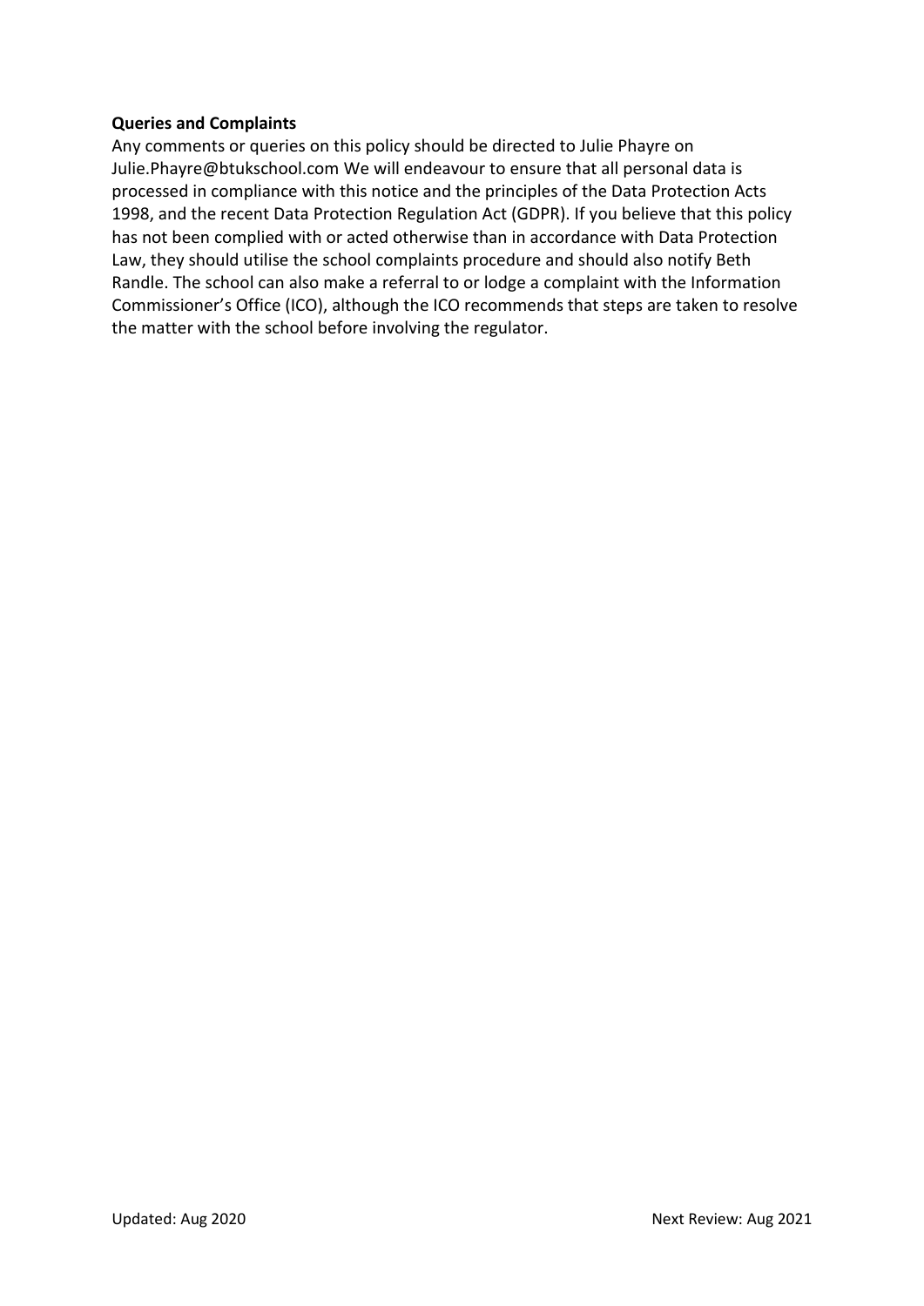**Queries and Complaints**

Any comments or queries on this policy should be directed to Julie Phayre on Julie.Phayre@btukschool.com We will endeavour to ensure that all personal data is processed in compliance with this notice and the principles of the Data Protection Acts 1998, and the recent Data Protection Regulation Act (GDPR). If you believe that this policy has not been complied with or acted otherwise than in accordance with Data Protection Law, they should utilise the school complaints procedure and should also notify Beth Randle. The school can also make a referral to or lodge a complaint with the Information Commissioner's Office (ICO), although the ICO recommends that steps are taken to resolve the matter with the school before involving the regulator.

Updated: Aug 2020 Next Review: Aug 2021